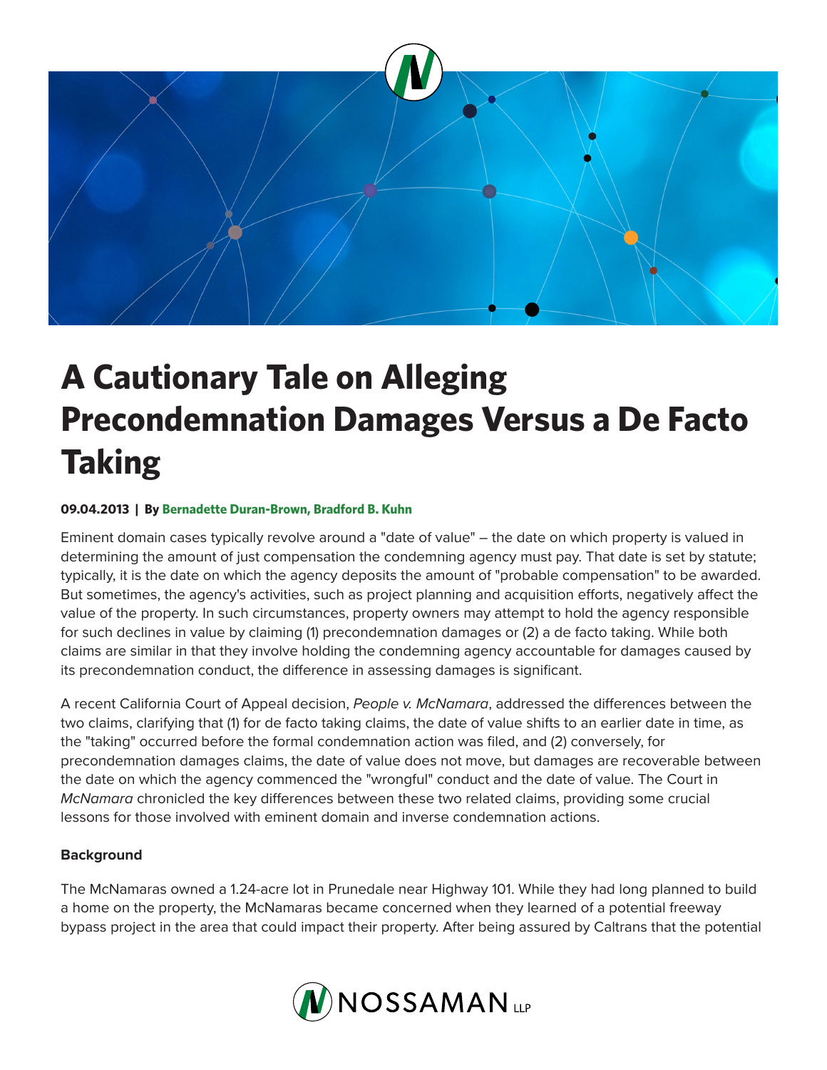# A Cautionary Tale on Alleging Precondemnation Damages Versus a De Facto Taking

**09.04.2013 | By Bernadette Duran-Brown, Bradford B. Kuhn**

Eminent domain cases typically revolve around a "date of value" – the date on which property is valued in determining the amount of just compensation the condemning agency must pay. That date is set by statute; typically, it is the date on which the agency deposits the amount of "probable compensation" to be awarded. But sometimes, the agency's activities, such as project planning and acquisition efforts, negatively affect the value of the property. In such circumstances, property owners may attempt to hold the agency responsible for such declines in value by claiming (1) precondemnation damages or (2) a de facto taking. While both claims are similar in that they involve holding the condemning agency accountable for damages caused by its precondemnation conduct, the difference in assessing damages is significant.

A recent California Court of Appeal decision, *People v. McNamara*, addressed the differences between the two claims, clarifying that (1) for de facto taking claims, the date of value shifts to an earlier date in time, as the "taking" occurred before the formal condemnation action was filed, and (2) conversely, for precondemnation damages claims, the date of value does not move, but damages are recoverable between the date on which the agency commenced the "wrongful" conduct and the date of value. The Court in *McNamara* chronicled the key differences between these two related claims, providing some crucial lessons for those involved with eminent domain and inverse condemnation actions.

**Background**

The McNamaras owned a 1.24-acre lot in Prunedale near Highway 101. While they had long planned to build a home on the property, the McNamaras became concerned when they learned of a potential freeway bypass project in the area that could impact their property. After being assured by Caltrans that the potential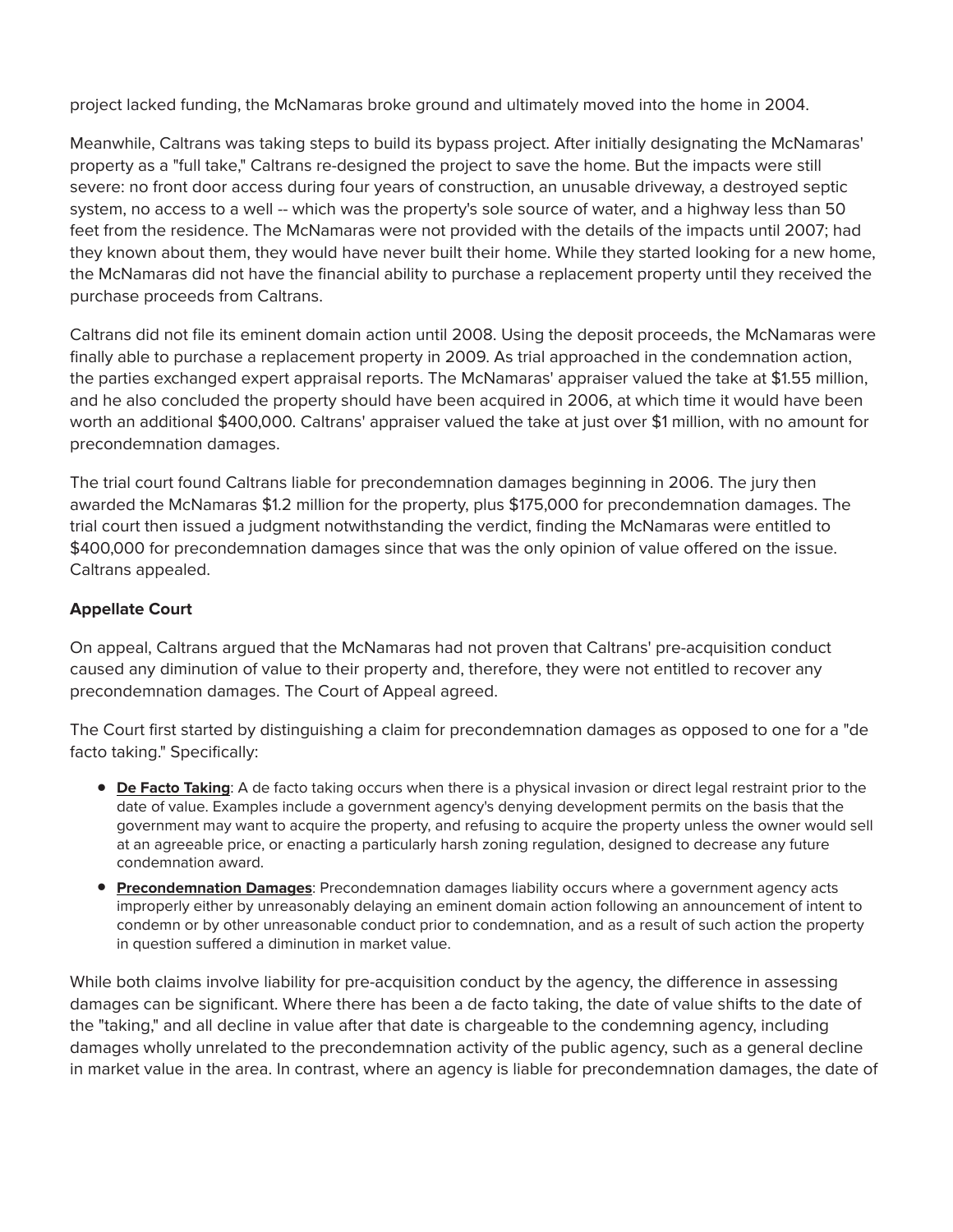project lacked funding, the McNamaras broke ground and ultimately moved into the home in 2004.

Meanwhile, Caltrans was taking steps to build its bypass project. After initially designating the McNamaras' property as a "full take," Caltrans re-designed the project to save the home. But the impacts were still severe: no front door access during four years of construction, an unusable driveway, a destroyed septic system, no access to a well -- which was the property's sole source of water, and a highway less than 50 feet from the residence. The McNamaras were not provided with the details of the impacts until 2007; had they known about them, they would have never built their home. While they started looking for a new home, the McNamaras did not have the financial ability to purchase a replacement property until they received the purchase proceeds from Caltrans.

Caltrans did not file its eminent domain action until 2008. Using the deposit proceeds, the McNamaras were finally able to purchase a replacement property in 2009. As trial approached in the condemnation action, the parties exchanged expert appraisal reports. The McNamaras' appraiser valued the take at $1.55 million, and he also concluded the property should have been acquired in 2006, at which time it would have been worth an additional $400,000. Caltrans' appraiser valued the take at just over $1 million, with no amount for precondemnation damages.

The trial court found Caltrans liable for precondemnation damages beginning in 2006. The jury then awarded the McNamaras $1.2 million for the property, plus $175,000 for precondemnation damages. The trial court then issued a judgment notwithstanding the verdict, finding the McNamaras were entitled to $400,000 for precondemnation damages since that was the only opinion of value offered on the issue. Caltrans appealed.

**Appellate Court**

On appeal, Caltrans argued that the McNamaras had not proven that Caltrans' pre-acquisition conduct caused any diminution of value to their property and, therefore, they were not entitled to recover any precondemnation damages. The Court of Appeal agreed.

The Court first started by distinguishing a claim for precondemnation damages as opposed to one for a "de facto taking." Specifically:

- **De Facto Taking**: A de facto taking occurs when there is a physical invasion or direct legal restraint prior to the date of value. Examples include a government agency's denying development permits on the basis that the government may want to acquire the property, and refusing to acquire the property unless the owner would sell at an agreeable price, or enacting a particularly harsh zoning regulation, designed to decrease any future condemnation award.
- **Precondemnation Damages**: Precondemnation damages liability occurs where a government agency acts improperly either by unreasonably delaying an eminent domain action following an announcement of intent to condemn or by other unreasonable conduct prior to condemnation, and as a result of such action the property in question suffered a diminution in market value.

While both claims involve liability for pre-acquisition conduct by the agency, the difference in assessing damages can be significant. Where there has been a de facto taking, the date of value shifts to the date of the "taking," and all decline in value after that date is chargeable to the condemning agency, including damages wholly unrelated to the precondemnation activity of the public agency, such as a general decline in market value in the area. In contrast, where an agency is liable for precondemnation damages, the date of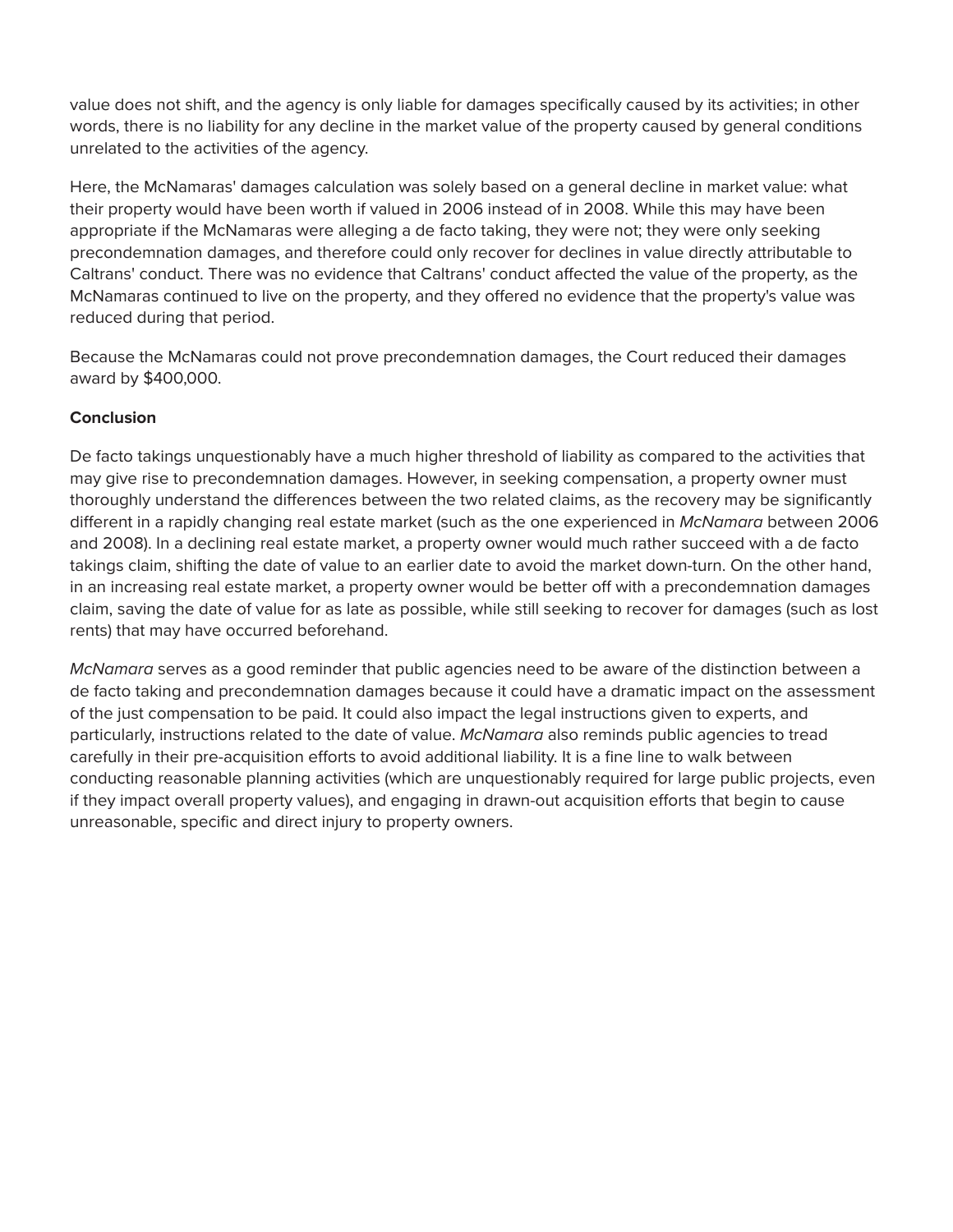value does not shift, and the agency is only liable for damages specifically caused by its activities; in other words, there is no liability for any decline in the market value of the property caused by general conditions unrelated to the activities of the agency.

Here, the McNamaras' damages calculation was solely based on a general decline in market value: what their property would have been worth if valued in 2006 instead of in 2008. While this may have been appropriate if the McNamaras were alleging a de facto taking, they were not; they were only seeking precondemnation damages, and therefore could only recover for declines in value directly attributable to Caltrans' conduct. There was no evidence that Caltrans' conduct affected the value of the property, as the McNamaras continued to live on the property, and they offered no evidence that the property's value was reduced during that period.

Because the McNamaras could not prove precondemnation damages, the Court reduced their damages award by $400,000.

**Conclusion**

De facto takings unquestionably have a much higher threshold of liability as compared to the activities that may give rise to precondemnation damages. However, in seeking compensation, a property owner must thoroughly understand the differences between the two related claims, as the recovery may be significantly different in a rapidly changing real estate market (such as the one experienced in *McNamara* between 2006 and 2008). In a declining real estate market, a property owner would much rather succeed with a de facto takings claim, shifting the date of value to an earlier date to avoid the market down-turn. On the other hand, in an increasing real estate market, a property owner would be better off with a precondemnation damages claim, saving the date of value for as late as possible, while still seeking to recover for damages (such as lost rents) that may have occurred beforehand.

*McNamara* serves as a good reminder that public agencies need to be aware of the distinction between a de facto taking and precondemnation damages because it could have a dramatic impact on the assessment of the just compensation to be paid. It could also impact the legal instructions given to experts, and particularly, instructions related to the date of value. *McNamara* also reminds public agencies to tread carefully in their pre-acquisition efforts to avoid additional liability. It is a fine line to walk between conducting reasonable planning activities (which are unquestionably required for large public projects, even if they impact overall property values), and engaging in drawn-out acquisition efforts that begin to cause unreasonable, specific and direct injury to property owners.